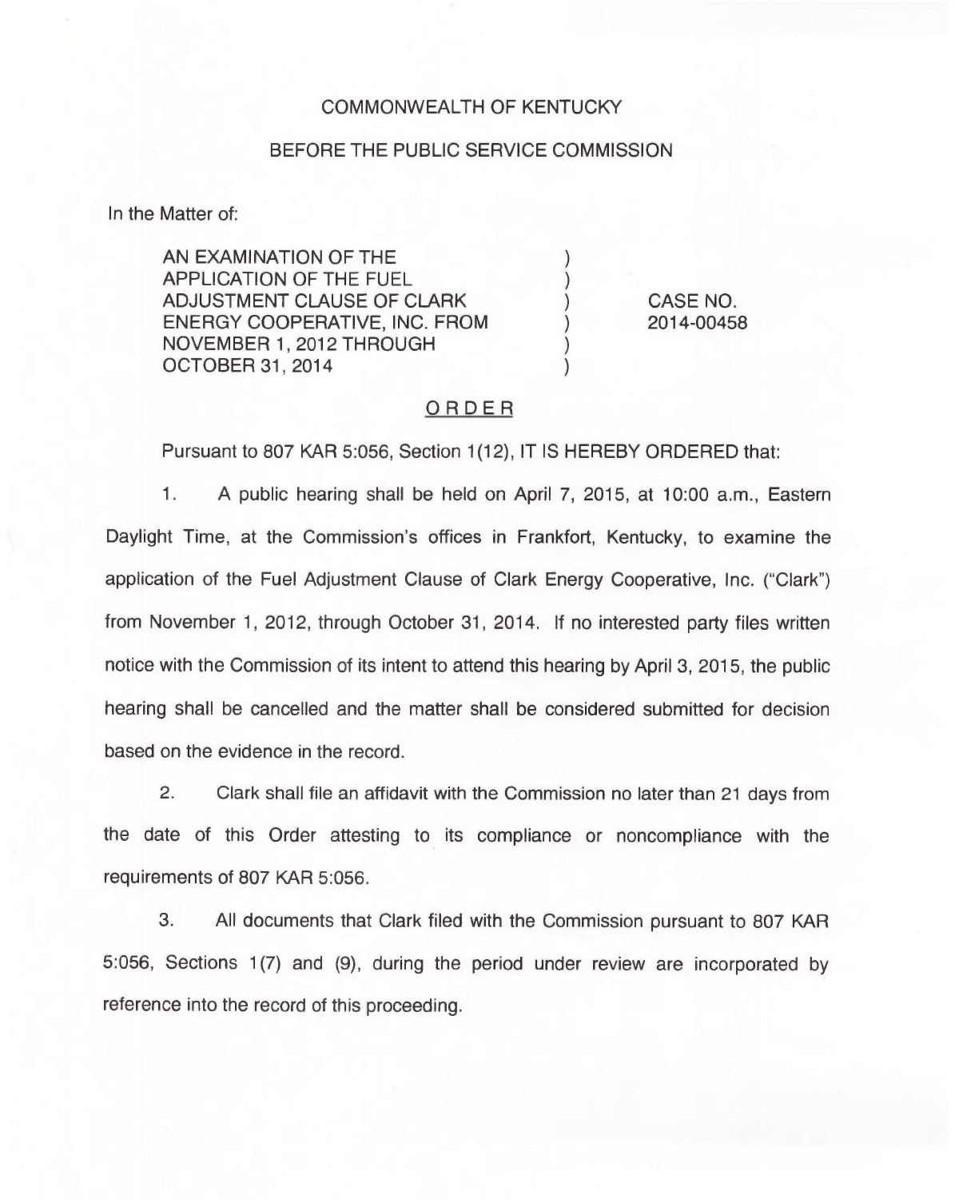COMMONWEALTH OF KENTUCKY

BEFORE THE PUBLIC SERVICE COMMISSION

In the Matter of:

| | | |
|---|---|---|
| AN EXAMINATION OF THE APPLICATION OF THE FUEL ADJUSTMENT CLAUSE OF CLARK ENERGY COOPERATIVE, INC. FROM NOVEMBER 1, 2012 THROUGH OCTOBER 31, 2014 | ) | CASE NO. 2014-00458 |

## ORDER

Pursuant to 807 KAR 5:056, Section 1(12), IT IS HEREBY ORDERED that:

1. A public hearing shall be held on April 7, 2015, at 10:00 a.m., Eastern Daylight Time, at the Commission's offices in Frankfort, Kentucky, to examine the application of the Fuel Adjustment Clause of Clark Energy Cooperative, Inc. ("Clark") from November 1, 2012, through October 31, 2014. If no interested party files written notice with the Commission of its intent to attend this hearing by April 3, 2015, the public hearing shall be cancelled and the matter shall be considered submitted for decision based on the evidence in the record.

2. Clark shall file an affidavit with the Commission no later than 21 days from the date of this Order attesting to its compliance or noncompliance with the requirements of 807 KAR 5:056.

3. All documents that Clark filed with the Commission pursuant to 807 KAR 5:056, Sections 1(7) and (9), during the period under review are incorporated by reference into the record of this proceeding.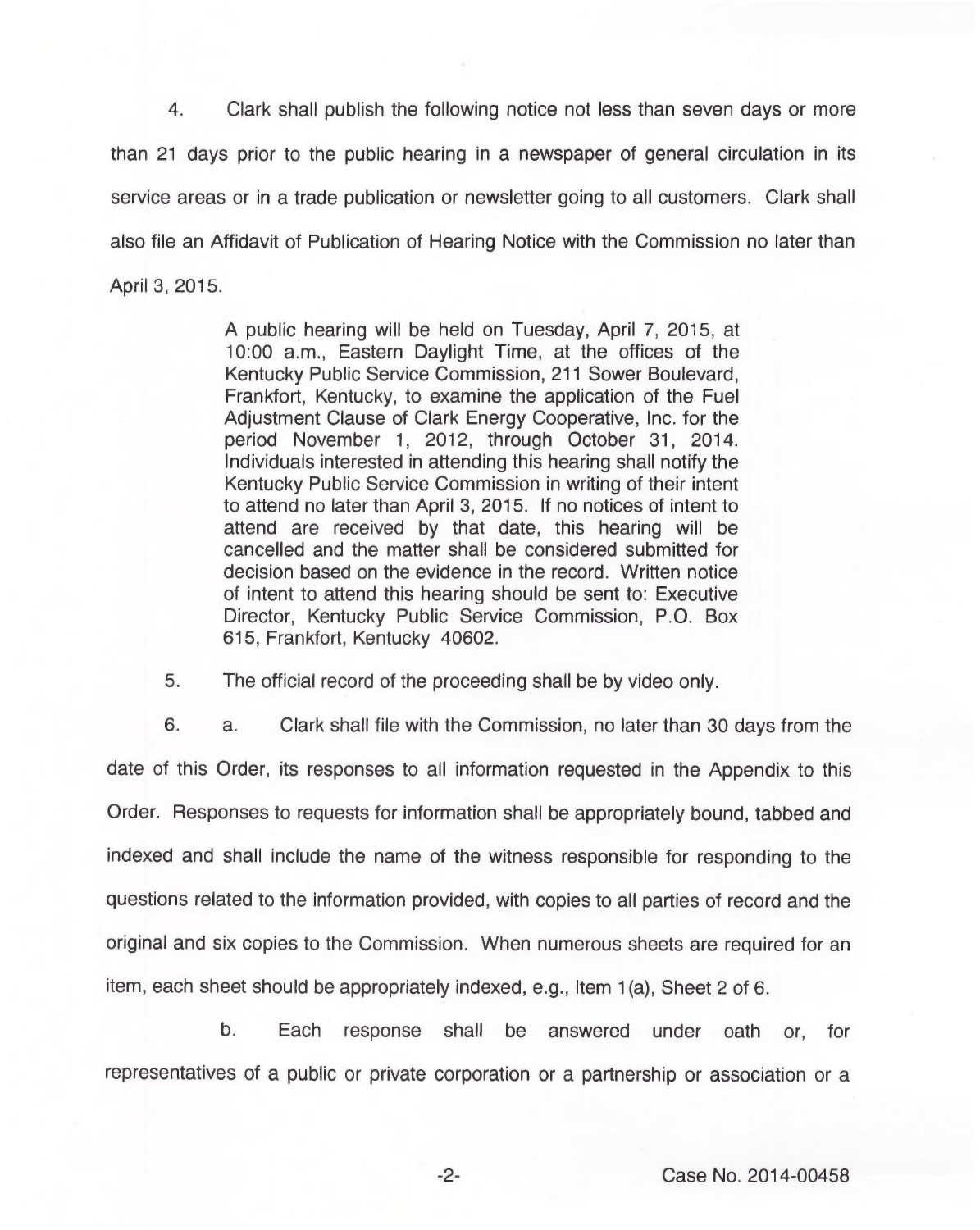4. Clark shall publish the following notice not less than seven days or more than 21 days prior to the public hearing in a newspaper of general circulation in its service areas or in a trade publication or newsletter going to all customers. Clark shall also file an Affidavit of Publication of Hearing Notice with the Commission no later than April 3, 2015.

> A public hearing will be held on Tuesday, April 7, 2015, at 10:00 a.m., Eastern Daylight Time, at the offices of the Kentucky Public Service Commission, 211 Sower Boulevard, Frankfort, Kentucky, to examine the application of the Fuel Adjustment Clause of Clark Energy Cooperative, Inc. for the period November 1, 2012, through October 31, 2014. Individuals interested in attending this hearing shall notify the Kentucky Public Service Commission in writing of their intent to attend no later than April 3, 2015. If no notices of intent to attend are received by that date, this hearing will be cancelled and the matter shall be considered submitted for decision based on the evidence in the record. Written notice of intent to attend this hearing should be sent to: Executive Director, Kentucky Public Service Commission, P.O. Box 615, Frankfort, Kentucky 40602.

5. The official record of the proceeding shall be by video only.

6. a. Clark shall file with the Commission, no later than 30 days from the date of this Order, its responses to all information requested in the Appendix to this Order. Responses to requests for information shall be appropriately bound, tabbed and indexed and shall include the name of the witness responsible for responding to the questions related to the information provided, with copies to all parties of record and the original and six copies to the Commission. When numerous sheets are required for an item, each sheet should be appropriately indexed, e.g., Item 1(a), Sheet 2 of 6.

b. Each response shall be answered under oath or, for representatives of a public or private corporation or a partnership or association or a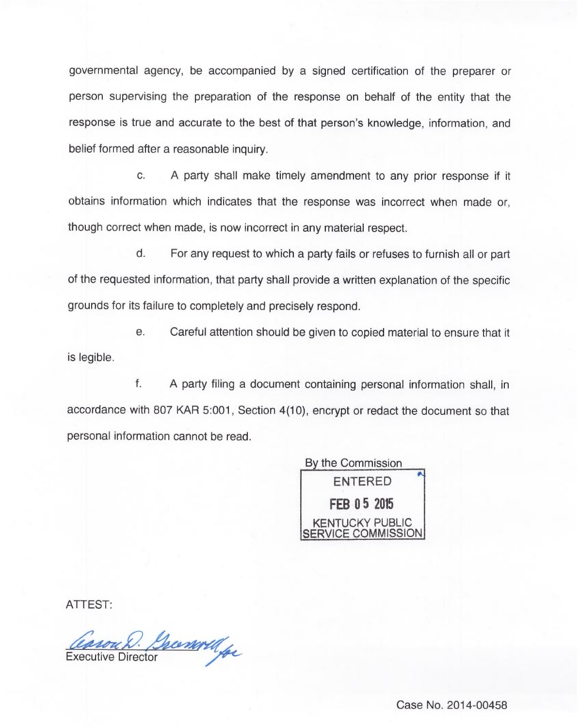governmental agency, be accompanied by a signed certification of the preparer or person supervising the preparation of the response on behalf of the entity that the response is true and accurate to the best of that person's knowledge, information, and belief formed after a reasonable inquiry.

c. A party shall make timely amendment to any prior response if it obtains information which indicates that the response was incorrect when made or, though correct when made, is now incorrect in any material respect.

d. For any request to which a party fails or refuses to furnish all or part of the requested information, that party shall provide a written explanation of the specific grounds for its failure to completely and precisely respond.

e. Careful attention should be given to copied material to ensure that it is legible.

f. A party filing a document containing personal information shall, in accordance with 807 KAR 5:001, Section 4(10), encrypt or redact the document so that personal information cannot be read.

By the Commission

ENTERED

FEB 05 2015

KENTUCKY PUBLIC SERVICE COMMISSION

ATTEST:

Executive Director

Case No. 2014-00458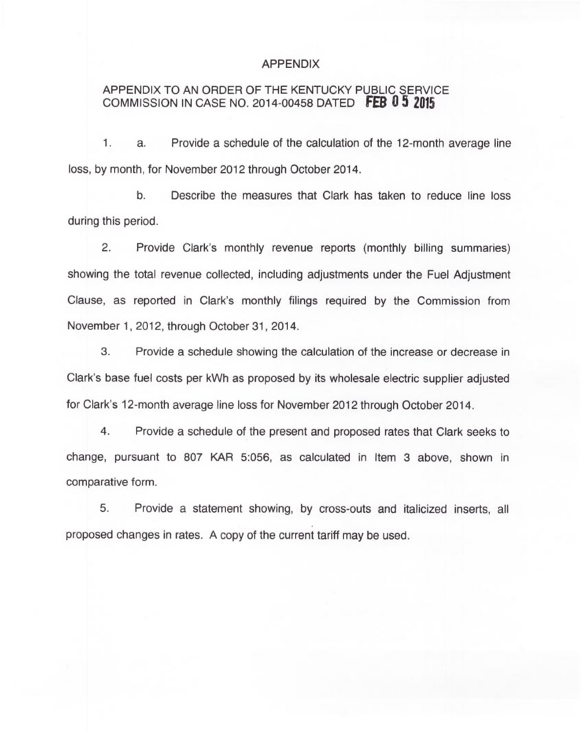# APPENDIX

## APPENDIX TO AN ORDER OF THE KENTUCKY PUBLIC SERVICE COMMISSION IN CASE NO. 2014-00458 DATED FEB 05 2015

1. a. Provide a schedule of the calculation of the 12-month average line loss, by month, for November 2012 through October 2014.

   b. Describe the measures that Clark has taken to reduce line loss during this period.

2. Provide Clark's monthly revenue reports (monthly billing summaries) showing the total revenue collected, including adjustments under the Fuel Adjustment Clause, as reported in Clark's monthly filings required by the Commission from November 1, 2012, through October 31, 2014.

3. Provide a schedule showing the calculation of the increase or decrease in Clark's base fuel costs per kWh as proposed by its wholesale electric supplier adjusted for Clark's 12-month average line loss for November 2012 through October 2014.

4. Provide a schedule of the present and proposed rates that Clark seeks to change, pursuant to 807 KAR 5:056, as calculated in Item 3 above, shown in comparative form.

5. Provide a statement showing, by cross-outs and italicized inserts, all proposed changes in rates. A copy of the current tariff may be used.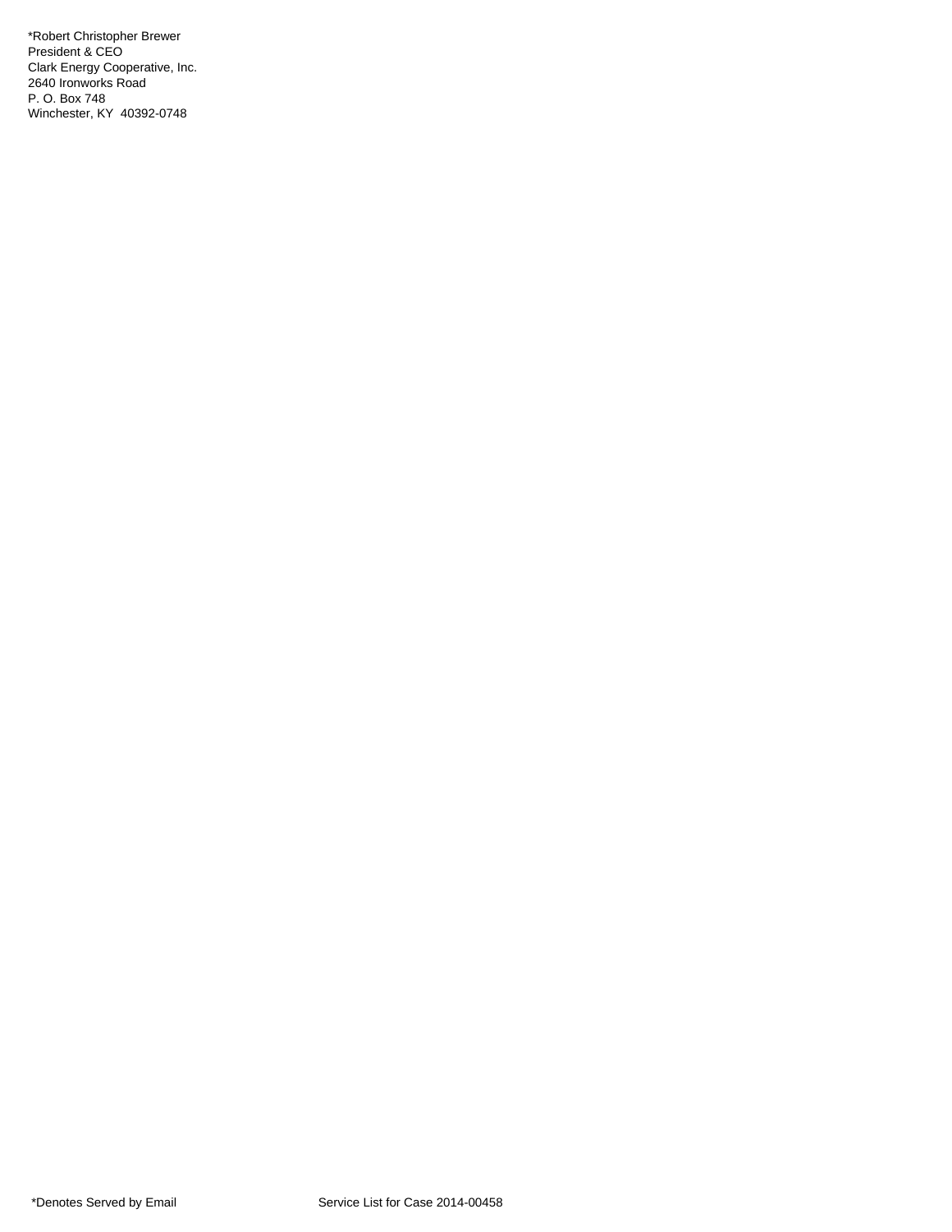*Robert Christopher Brewer
President & CEO
Clark Energy Cooperative, Inc.
2640 Ironworks Road
P. O. Box 748
Winchester, KY  40392-0748